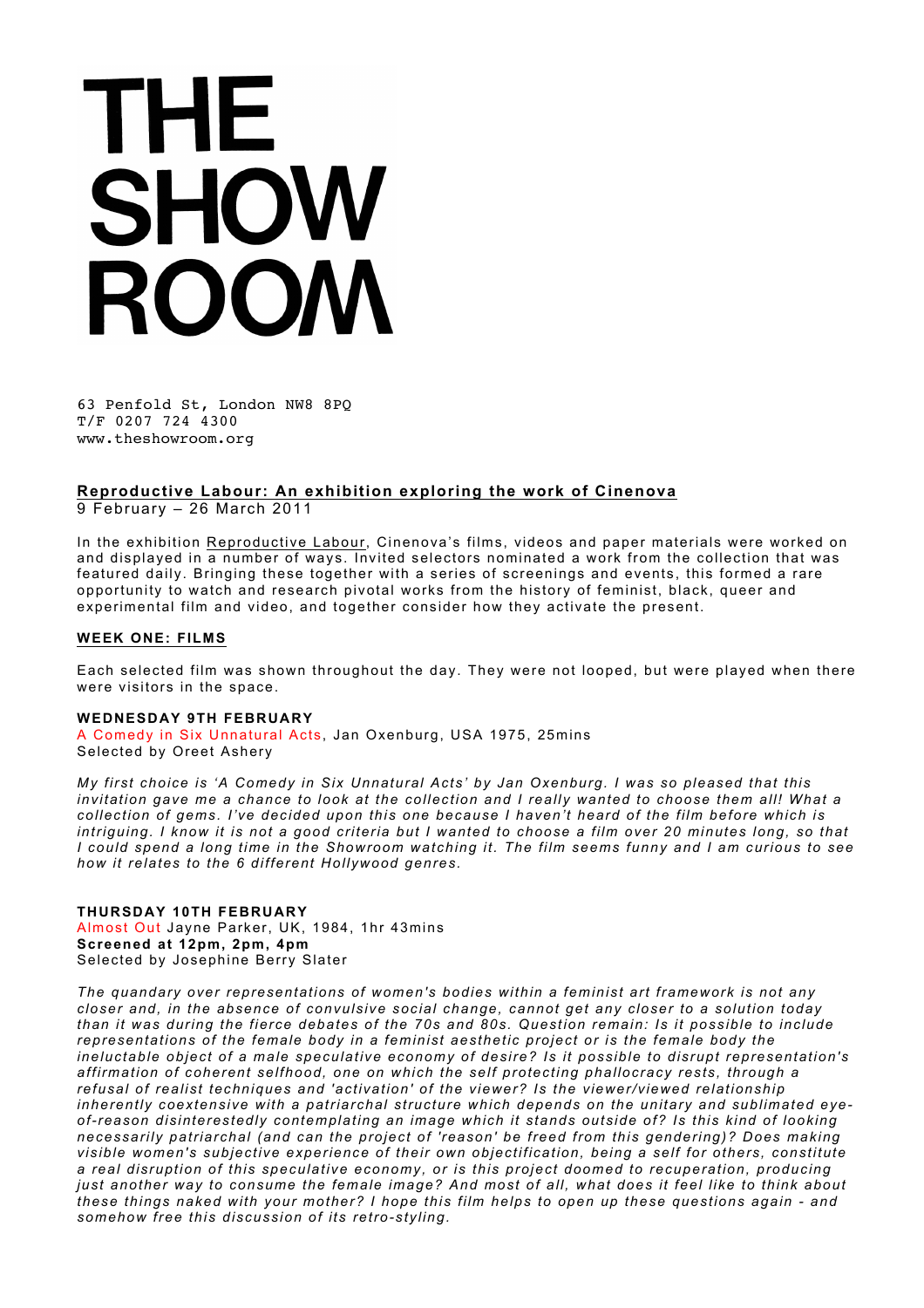# THE SHOW ROOM

63 Penfold St, London NW8 8PQ
T/F 0207 724 4300
www.theshowroom.org

## Reproductive Labour: An exhibition exploring the work of Cinenova

9 February – 26 March 2011

In the exhibition Reproductive Labour, Cinenova's films, videos and paper materials were worked on and displayed in a number of ways. Invited selectors nominated a work from the collection that was featured daily. Bringing these together with a series of screenings and events, this formed a rare opportunity to watch and research pivotal works from the history of feminist, black, queer and experimental film and video, and together consider how they activate the present.

### WEEK ONE: FILMS

Each selected film was shown throughout the day. They were not looped, but were played when there were visitors in the space.

**WEDNESDAY 9TH FEBRUARY**
A Comedy in Six Unnatural Acts, Jan Oxenburg, USA 1975, 25mins
Selected by Oreet Ashery

*My first choice is 'A Comedy in Six Unnatural Acts' by Jan Oxenburg. I was so pleased that this invitation gave me a chance to look at the collection and I really wanted to choose them all! What a collection of gems. I've decided upon this one because I haven't heard of the film before which is intriguing. I know it is not a good criteria but I wanted to choose a film over 20 minutes long, so that I could spend a long time in the Showroom watching it. The film seems funny and I am curious to see how it relates to the 6 different Hollywood genres.*

**THURSDAY 10TH FEBRUARY**
Almost Out Jayne Parker, UK, 1984, 1hr 43mins
**Screened at 12pm, 2pm, 4pm**
Selected by Josephine Berry Slater

*The quandary over representations of women's bodies within a feminist art framework is not any closer and, in the absence of convulsive social change, cannot get any closer to a solution today than it was during the fierce debates of the 70s and 80s. Question remain: Is it possible to include representations of the female body in a feminist aesthetic project or is the female body the ineluctable object of a male speculative economy of desire? Is it possible to disrupt representation's affirmation of coherent selfhood, one on which the self protecting phallocracy rests, through a refusal of realist techniques and 'activation' of the viewer? Is the viewer/viewed relationship inherently coextensive with a patriarchal structure which depends on the unitary and sublimated eye-of-reason disinterestedly contemplating an image which it stands outside of? Is this kind of looking necessarily patriarchal (and can the project of 'reason' be freed from this gendering)? Does making visible women's subjective experience of their own objectification, being a self for others, constitute a real disruption of this speculative economy, or is this project doomed to recuperation, producing just another way to consume the female image? And most of all, what does it feel like to think about these things naked with your mother? I hope this film helps to open up these questions again - and somehow free this discussion of its retro-styling.*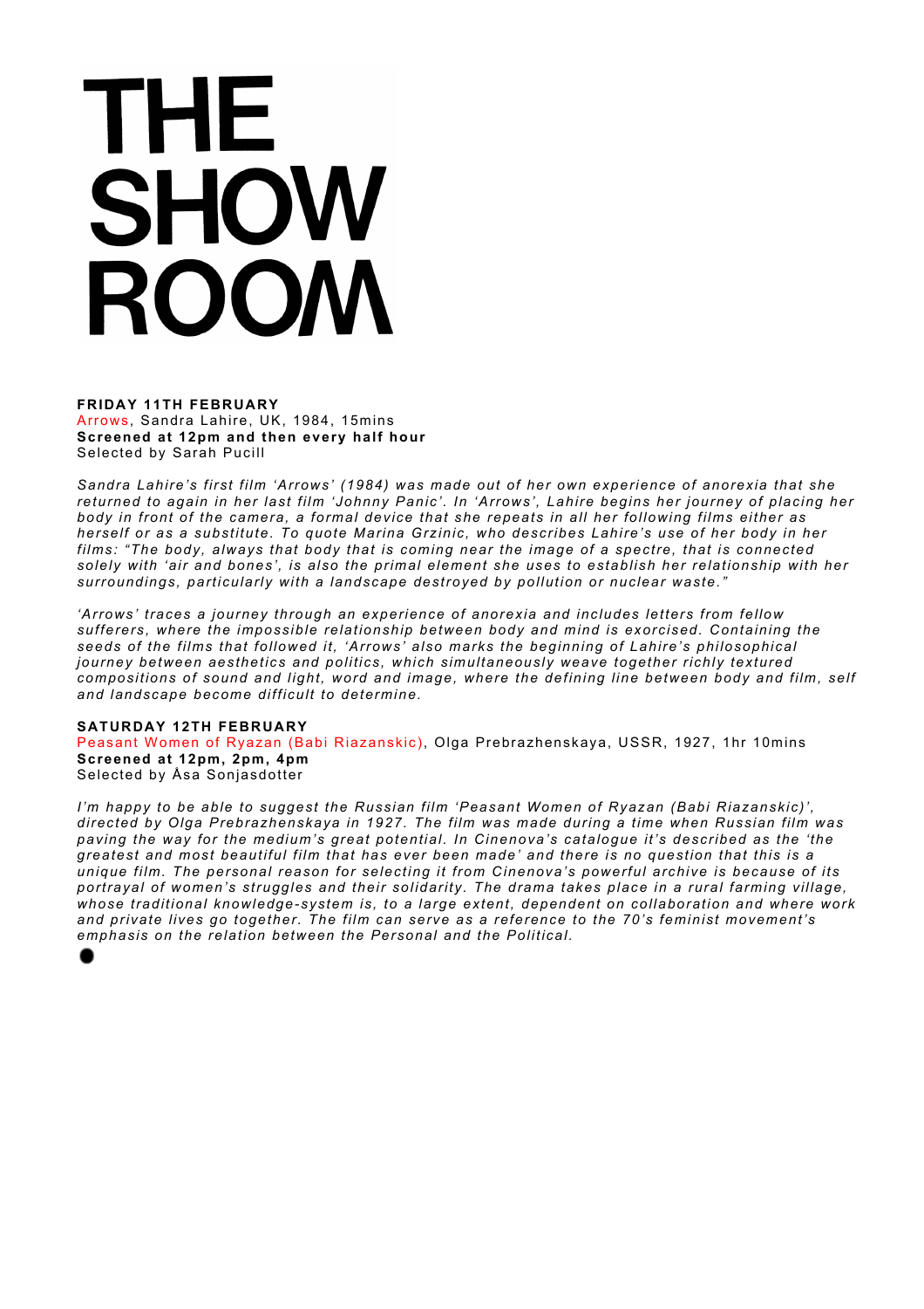# THE SHOW ROOM

**FRIDAY 11TH FEBRUARY**
Arrows, Sandra Lahire, UK, 1984, 15mins
**Screened at 12pm and then every half hour**
Selected by Sarah Pucill

*Sandra Lahire's first film 'Arrows' (1984) was made out of her own experience of anorexia that she returned to again in her last film 'Johnny Panic'. In 'Arrows', Lahire begins her journey of placing her body in front of the camera, a formal device that she repeats in all her following films either as herself or as a substitute. To quote Marina Grzinic, who describes Lahire's use of her body in her films: "The body, always that body that is coming near the image of a spectre, that is connected solely with 'air and bones', is also the primal element she uses to establish her relationship with her surroundings, particularly with a landscape destroyed by pollution or nuclear waste."*

*'Arrows' traces a journey through an experience of anorexia and includes letters from fellow sufferers, where the impossible relationship between body and mind is exorcised. Containing the seeds of the films that followed it, 'Arrows' also marks the beginning of Lahire's philosophical journey between aesthetics and politics, which simultaneously weave together richly textured compositions of sound and light, word and image, where the defining line between body and film, self and landscape become difficult to determine.*

**SATURDAY 12TH FEBRUARY**
Peasant Women of Ryazan (Babi Riazanskic), Olga Prebrazhenskaya, USSR, 1927, 1hr 10mins
**Screened at 12pm, 2pm, 4pm**
Selected by Åsa Sonjasdotter

*I'm happy to be able to suggest the Russian film 'Peasant Women of Ryazan (Babi Riazanskic)', directed by Olga Prebrazhenskaya in 1927. The film was made during a time when Russian film was paving the way for the medium's great potential. In Cinenova's catalogue it's described as the 'the greatest and most beautiful film that has ever been made' and there is no question that this is a unique film. The personal reason for selecting it from Cinenova's powerful archive is because of its portrayal of women's struggles and their solidarity. The drama takes place in a rural farming village, whose traditional knowledge-system is, to a large extent, dependent on collaboration and where work and private lives go together. The film can serve as a reference to the 70's feminist movement's emphasis on the relation between the Personal and the Political.*